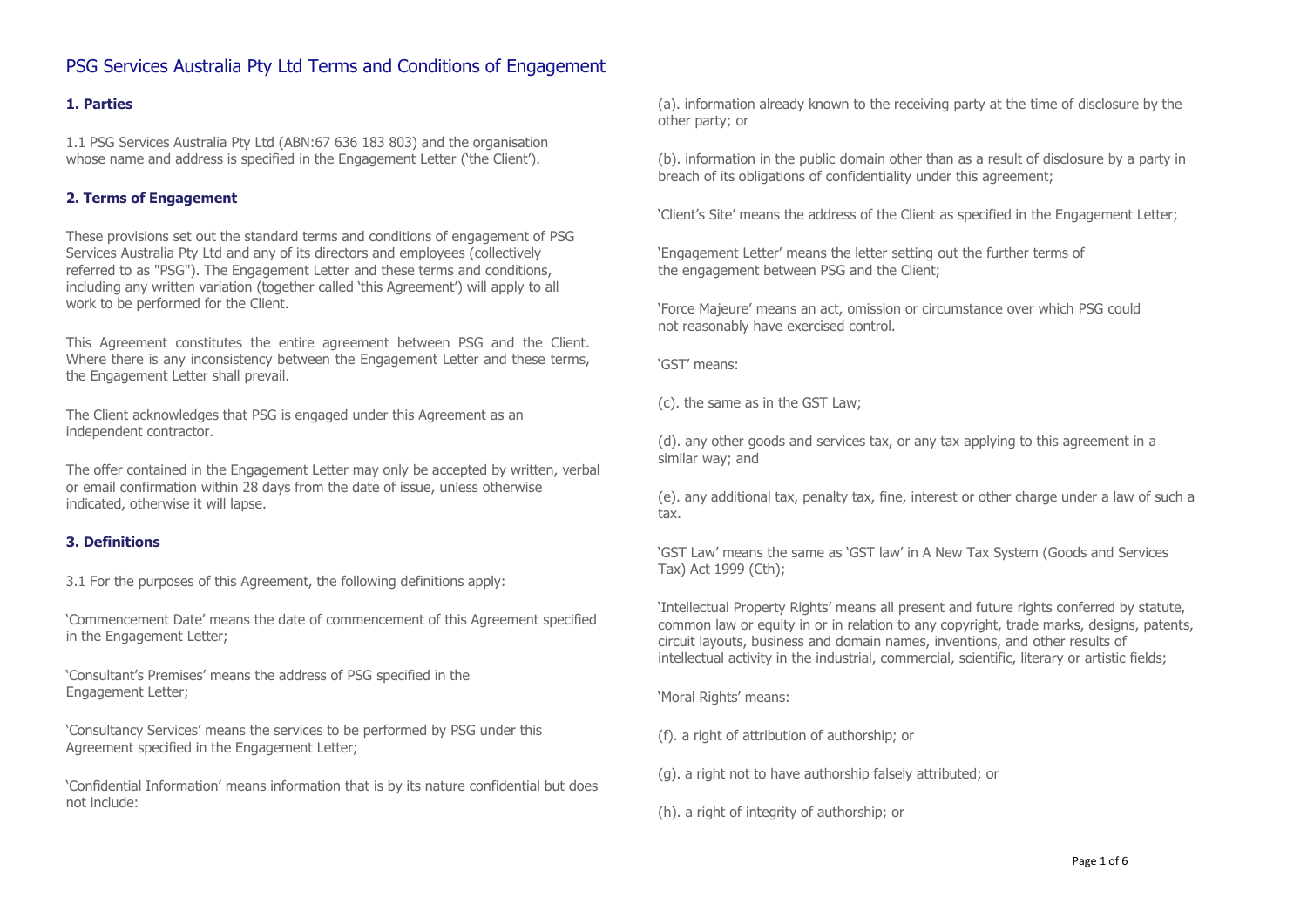# PSG Services Australia Pty Ltd Terms and Conditions of Engagement

## 1. Parties

1.1 PSG Services Australia Pty Ltd (ABN:67 636 183 803) and the organisation whose name and address is specified in the Engagement Letter ('the Client').

## 2. Terms of Engagement

These provisions set out the standard terms and conditions of engagement of PSG Services Australia Pty Ltd and any of its directors and employees (collectively referred to as "PSG"). The Engagement Letter and these terms and conditions, including any written variation (together called 'this Agreement') will apply to all work to be performed for the Client.

This Agreement constitutes the entire agreement between PSG and the Client. Where there is any inconsistency between the Engagement Letter and these terms, the Engagement Letter shall prevail.

The Client acknowledges that PSG is engaged under this Agreement as an independent contractor.

The offer contained in the Engagement Letter may only be accepted by written, verbal or email confirmation within 28 days from the date of issue, unless otherwise indicated, otherwise it will lapse.

## 3. Definitions

3.1 For the purposes of this Agreement, the following definitions apply:

'Commencement Date' means the date of commencement of this Agreement specified in the Engagement Letter;

'Consultant's Premises' means the address of PSG specified in the Engagement Letter;

'Consultancy Services' means the services to be performed by PSG under this Agreement specified in the Engagement Letter;

'Confidential Information' means information that is by its nature confidential but does not include:

(a). information already known to the receiving party at the time of disclosure by the other party; or

(b). information in the public domain other than as a result of disclosure by a party in breach of its obligations of confidentiality under this agreement;

'Client's Site' means the address of the Client as specified in the Engagement Letter;

'Engagement Letter' means the letter setting out the further terms of the engagement between PSG and the Client;

'Force Majeure' means an act, omission or circumstance over which PSG could not reasonably have exercised control.

'GST' means:

(c). the same as in the GST Law;

(d). any other goods and services tax, or any tax applying to this agreement in a similar way; and

(e). any additional tax, penalty tax, fine, interest or other charge under a law of such a tax.

'GST Law' means the same as 'GST law' in A New Tax System (Goods and Services Tax) Act 1999 (Cth);

'Intellectual Property Rights' means all present and future rights conferred by statute, common law or equity in or in relation to any copyright, trade marks, designs, patents, circuit layouts, business and domain names, inventions, and other results of intellectual activity in the industrial, commercial, scientific, literary or artistic fields;

'Moral Rights' means:

(f). a right of attribution of authorship; or

(g). a right not to have authorship falsely attributed; or

(h). a right of integrity of authorship; or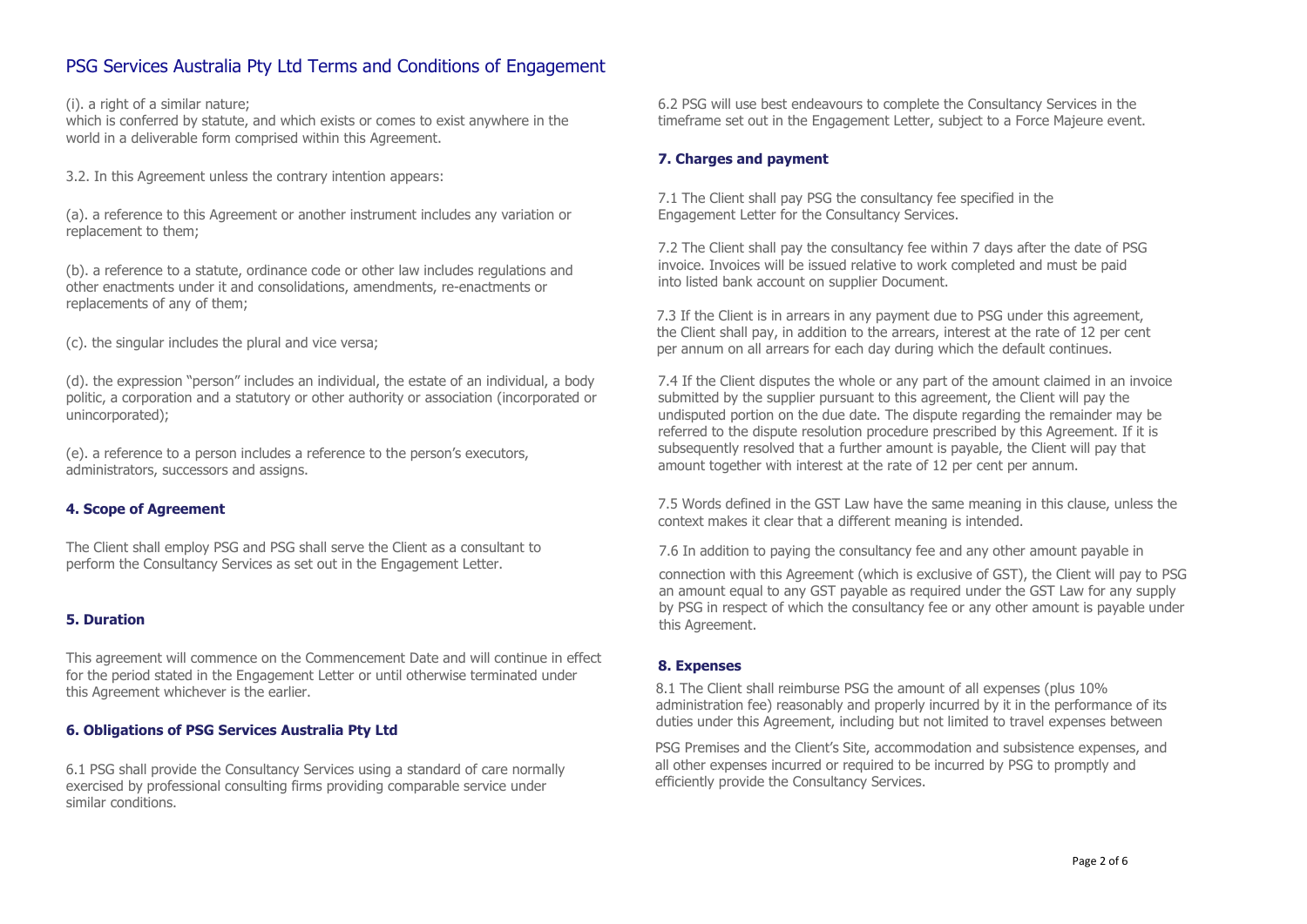(i). a right of a similar nature;
which is conferred by statute, and which exists or comes to exist anywhere in the world in a deliverable form comprised within this Agreement.

3.2. In this Agreement unless the contrary intention appears:

(a). a reference to this Agreement or another instrument includes any variation or replacement to them;

(b). a reference to a statute, ordinance code or other law includes regulations and other enactments under it and consolidations, amendments, re-enactments or replacements of any of them;

(c). the singular includes the plural and vice versa;

(d). the expression "person" includes an individual, the estate of an individual, a body politic, a corporation and a statutory or other authority or association (incorporated or unincorporated);

(e). a reference to a person includes a reference to the person's executors, administrators, successors and assigns.

### 4. Scope of Agreement

The Client shall employ PSG and PSG shall serve the Client as a consultant to perform the Consultancy Services as set out in the Engagement Letter.

### 5. Duration

This agreement will commence on the Commencement Date and will continue in effect for the period stated in the Engagement Letter or until otherwise terminated under this Agreement whichever is the earlier.

### 6. Obligations of PSG Services Australia Pty Ltd

6.1 PSG shall provide the Consultancy Services using a standard of care normally exercised by professional consulting firms providing comparable service under similar conditions.

6.2 PSG will use best endeavours to complete the Consultancy Services in the timeframe set out in the Engagement Letter, subject to a Force Majeure event.

### 7. Charges and payment

7.1 The Client shall pay PSG the consultancy fee specified in the Engagement Letter for the Consultancy Services.

7.2 The Client shall pay the consultancy fee within 7 days after the date of PSG invoice. Invoices will be issued relative to work completed and must be paid into listed bank account on supplier Document.

7.3 If the Client is in arrears in any payment due to PSG under this agreement, the Client shall pay, in addition to the arrears, interest at the rate of 12 per cent per annum on all arrears for each day during which the default continues.

7.4 If the Client disputes the whole or any part of the amount claimed in an invoice submitted by the supplier pursuant to this agreement, the Client will pay the undisputed portion on the due date. The dispute regarding the remainder may be referred to the dispute resolution procedure prescribed by this Agreement. If it is subsequently resolved that a further amount is payable, the Client will pay that amount together with interest at the rate of 12 per cent per annum.

7.5 Words defined in the GST Law have the same meaning in this clause, unless the context makes it clear that a different meaning is intended.

7.6 In addition to paying the consultancy fee and any other amount payable in connection with this Agreement (which is exclusive of GST), the Client will pay to PSG an amount equal to any GST payable as required under the GST Law for any supply by PSG in respect of which the consultancy fee or any other amount is payable under this Agreement.

### 8. Expenses

8.1 The Client shall reimburse PSG the amount of all expenses (plus 10% administration fee) reasonably and properly incurred by it in the performance of its duties under this Agreement, including but not limited to travel expenses between PSG Premises and the Client's Site, accommodation and subsistence expenses, and all other expenses incurred or required to be incurred by PSG to promptly and efficiently provide the Consultancy Services.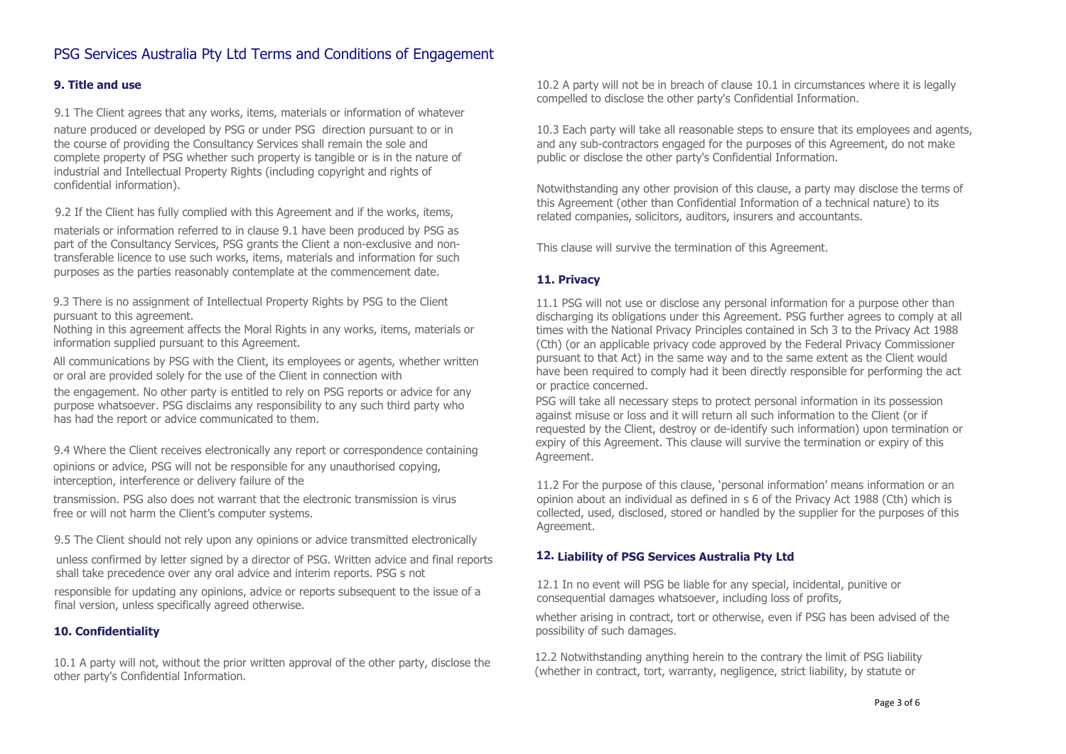# PSG Services Australia Pty Ltd Terms and Conditions of Engagement

### 9. Title and use

9.1 The Client agrees that any works, items, materials or information of whatever nature produced or developed by PSG or under PSG direction pursuant to or in the course of providing the Consultancy Services shall remain the sole and complete property of PSG whether such property is tangible or is in the nature of industrial and Intellectual Property Rights (including copyright and rights of confidential information).

9.2 If the Client has fully complied with this Agreement and if the works, items, materials or information referred to in clause 9.1 have been produced by PSG as part of the Consultancy Services, PSG grants the Client a non-exclusive and non-transferable licence to use such works, items, materials and information for such purposes as the parties reasonably contemplate at the commencement date.

9.3 There is no assignment of Intellectual Property Rights by PSG to the Client pursuant to this agreement.
Nothing in this agreement affects the Moral Rights in any works, items, materials or information supplied pursuant to this Agreement.

All communications by PSG with the Client, its employees or agents, whether written or oral are provided solely for the use of the Client in connection with the engagement. No other party is entitled to rely on PSG reports or advice for any purpose whatsoever. PSG disclaims any responsibility to any such third party who has had the report or advice communicated to them.

9.4 Where the Client receives electronically any report or correspondence containing opinions or advice, PSG will not be responsible for any unauthorised copying, interception, interference or delivery failure of the transmission. PSG also does not warrant that the electronic transmission is virus free or will not harm the Client's computer systems.

9.5 The Client should not rely upon any opinions or advice transmitted electronically unless confirmed by letter signed by a director of PSG. Written advice and final reports shall take precedence over any oral advice and interim reports. PSG s not responsible for updating any opinions, advice or reports subsequent to the issue of a final version, unless specifically agreed otherwise.

### 10. Confidentiality

10.1 A party will not, without the prior written approval of the other party, disclose the other party's Confidential Information.

10.2 A party will not be in breach of clause 10.1 in circumstances where it is legally compelled to disclose the other party's Confidential Information.

10.3 Each party will take all reasonable steps to ensure that its employees and agents, and any sub-contractors engaged for the purposes of this Agreement, do not make public or disclose the other party's Confidential Information.

Notwithstanding any other provision of this clause, a party may disclose the terms of this Agreement (other than Confidential Information of a technical nature) to its related companies, solicitors, auditors, insurers and accountants.

This clause will survive the termination of this Agreement.

### 11. Privacy

11.1 PSG will not use or disclose any personal information for a purpose other than discharging its obligations under this Agreement. PSG further agrees to comply at all times with the National Privacy Principles contained in Sch 3 to the Privacy Act 1988 (Cth) (or an applicable privacy code approved by the Federal Privacy Commissioner pursuant to that Act) in the same way and to the same extent as the Client would have been required to comply had it been directly responsible for performing the act or practice concerned.
PSG will take all necessary steps to protect personal information in its possession against misuse or loss and it will return all such information to the Client (or if requested by the Client, destroy or de-identify such information) upon termination or expiry of this Agreement. This clause will survive the termination or expiry of this Agreement.

11.2 For the purpose of this clause, 'personal information' means information or an opinion about an individual as defined in s 6 of the Privacy Act 1988 (Cth) which is collected, used, disclosed, stored or handled by the supplier for the purposes of this Agreement.

### 12. Liability of PSG Services Australia Pty Ltd

12.1 In no event will PSG be liable for any special, incidental, punitive or consequential damages whatsoever, including loss of profits, whether arising in contract, tort or otherwise, even if PSG has been advised of the possibility of such damages.

12.2 Notwithstanding anything herein to the contrary the limit of PSG liability (whether in contract, tort, warranty, negligence, strict liability, by statute or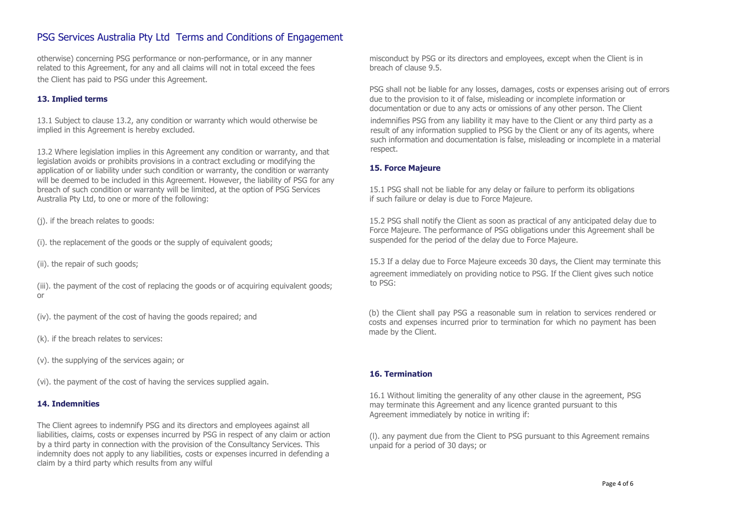otherwise) concerning PSG performance or non-performance, or in any manner related to this Agreement, for any and all claims will not in total exceed the fees the Client has paid to PSG under this Agreement.

### 13. Implied terms

13.1 Subject to clause 13.2, any condition or warranty which would otherwise be implied in this Agreement is hereby excluded.

13.2 Where legislation implies in this Agreement any condition or warranty, and that legislation avoids or prohibits provisions in a contract excluding or modifying the application of or liability under such condition or warranty, the condition or warranty will be deemed to be included in this Agreement. However, the liability of PSG for any breach of such condition or warranty will be limited, at the option of PSG Services Australia Pty Ltd, to one or more of the following:

(j). if the breach relates to goods:

(i). the replacement of the goods or the supply of equivalent goods;

(ii). the repair of such goods;

(iii). the payment of the cost of replacing the goods or of acquiring equivalent goods; or

(iv). the payment of the cost of having the goods repaired; and

(k). if the breach relates to services:

(v). the supplying of the services again; or

(vi). the payment of the cost of having the services supplied again.

### 14. Indemnities

The Client agrees to indemnify PSG and its directors and employees against all liabilities, claims, costs or expenses incurred by PSG in respect of any claim or action by a third party in connection with the provision of the Consultancy Services. This indemnity does not apply to any liabilities, costs or expenses incurred in defending a claim by a third party which results from any wilful misconduct by PSG or its directors and employees, except when the Client is in breach of clause 9.5.

PSG shall not be liable for any losses, damages, costs or expenses arising out of errors due to the provision to it of false, misleading or incomplete information or documentation or due to any acts or omissions of any other person. The Client indemnifies PSG from any liability it may have to the Client or any third party as a result of any information supplied to PSG by the Client or any of its agents, where such information and documentation is false, misleading or incomplete in a material respect.

### 15. Force Majeure

15.1 PSG shall not be liable for any delay or failure to perform its obligations if such failure or delay is due to Force Majeure.

15.2 PSG shall notify the Client as soon as practical of any anticipated delay due to Force Majeure. The performance of PSG obligations under this Agreement shall be suspended for the period of the delay due to Force Majeure.

15.3 If a delay due to Force Majeure exceeds 30 days, the Client may terminate this agreement immediately on providing notice to PSG. If the Client gives such notice to PSG:

(b) the Client shall pay PSG a reasonable sum in relation to services rendered or costs and expenses incurred prior to termination for which no payment has been made by the Client.

### 16. Termination

16.1 Without limiting the generality of any other clause in the agreement, PSG may terminate this Agreement and any licence granted pursuant to this Agreement immediately by notice in writing if:

(l). any payment due from the Client to PSG pursuant to this Agreement remains unpaid for a period of 30 days; or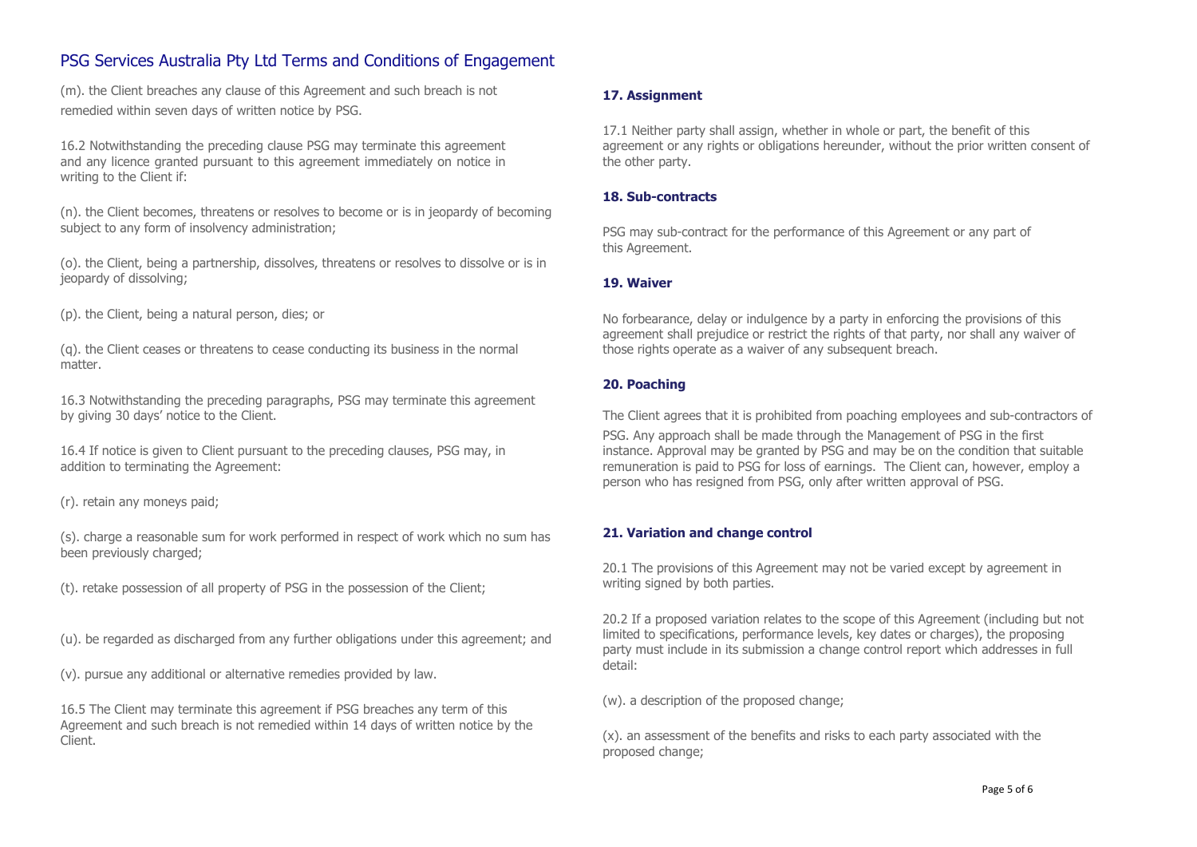(m). the Client breaches any clause of this Agreement and such breach is not remedied within seven days of written notice by PSG.

16.2 Notwithstanding the preceding clause PSG may terminate this agreement and any licence granted pursuant to this agreement immediately on notice in writing to the Client if:

(n). the Client becomes, threatens or resolves to become or is in jeopardy of becoming subject to any form of insolvency administration;

(o). the Client, being a partnership, dissolves, threatens or resolves to dissolve or is in jeopardy of dissolving;

(p). the Client, being a natural person, dies; or

(q). the Client ceases or threatens to cease conducting its business in the normal matter.

16.3 Notwithstanding the preceding paragraphs, PSG may terminate this agreement by giving 30 days' notice to the Client.

16.4 If notice is given to Client pursuant to the preceding clauses, PSG may, in addition to terminating the Agreement:

(r). retain any moneys paid;

(s). charge a reasonable sum for work performed in respect of work which no sum has been previously charged;

(t). retake possession of all property of PSG in the possession of the Client;

(u). be regarded as discharged from any further obligations under this agreement; and

(v). pursue any additional or alternative remedies provided by law.

16.5 The Client may terminate this agreement if PSG breaches any term of this Agreement and such breach is not remedied within 14 days of written notice by the Client.

**17. Assignment**

17.1 Neither party shall assign, whether in whole or part, the benefit of this agreement or any rights or obligations hereunder, without the prior written consent of the other party.

**18. Sub-contracts**

PSG may sub-contract for the performance of this Agreement or any part of this Agreement.

**19. Waiver**

No forbearance, delay or indulgence by a party in enforcing the provisions of this agreement shall prejudice or restrict the rights of that party, nor shall any waiver of those rights operate as a waiver of any subsequent breach.

**20. Poaching**

The Client agrees that it is prohibited from poaching employees and sub-contractors of PSG. Any approach shall be made through the Management of PSG in the first instance. Approval may be granted by PSG and may be on the condition that suitable remuneration is paid to PSG for loss of earnings. The Client can, however, employ a person who has resigned from PSG, only after written approval of PSG.

**21. Variation and change control**

20.1 The provisions of this Agreement may not be varied except by agreement in writing signed by both parties.

20.2 If a proposed variation relates to the scope of this Agreement (including but not limited to specifications, performance levels, key dates or charges), the proposing party must include in its submission a change control report which addresses in full detail:

(w). a description of the proposed change;

(x). an assessment of the benefits and risks to each party associated with the proposed change;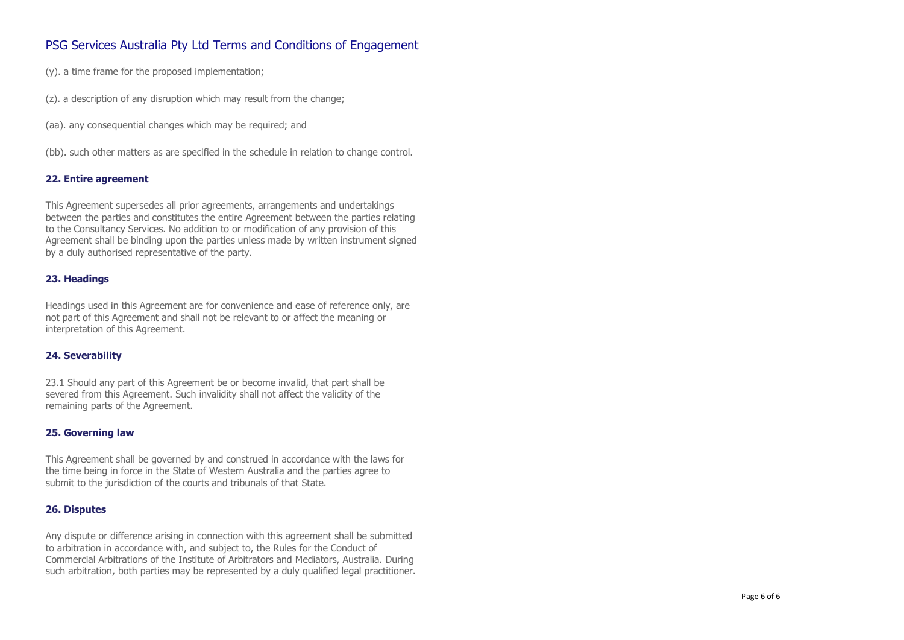(y). a time frame for the proposed implementation;

(z). a description of any disruption which may result from the change;

(aa). any consequential changes which may be required; and

(bb). such other matters as are specified in the schedule in relation to change control.

### 22. Entire agreement

This Agreement supersedes all prior agreements, arrangements and undertakings between the parties and constitutes the entire Agreement between the parties relating to the Consultancy Services. No addition to or modification of any provision of this Agreement shall be binding upon the parties unless made by written instrument signed by a duly authorised representative of the party.

### 23. Headings

Headings used in this Agreement are for convenience and ease of reference only, are not part of this Agreement and shall not be relevant to or affect the meaning or interpretation of this Agreement.

### 24. Severability

23.1 Should any part of this Agreement be or become invalid, that part shall be severed from this Agreement. Such invalidity shall not affect the validity of the remaining parts of the Agreement.

### 25. Governing law

This Agreement shall be governed by and construed in accordance with the laws for the time being in force in the State of Western Australia and the parties agree to submit to the jurisdiction of the courts and tribunals of that State.

### 26. Disputes

Any dispute or difference arising in connection with this agreement shall be submitted to arbitration in accordance with, and subject to, the Rules for the Conduct of Commercial Arbitrations of the Institute of Arbitrators and Mediators, Australia. During such arbitration, both parties may be represented by a duly qualified legal practitioner.